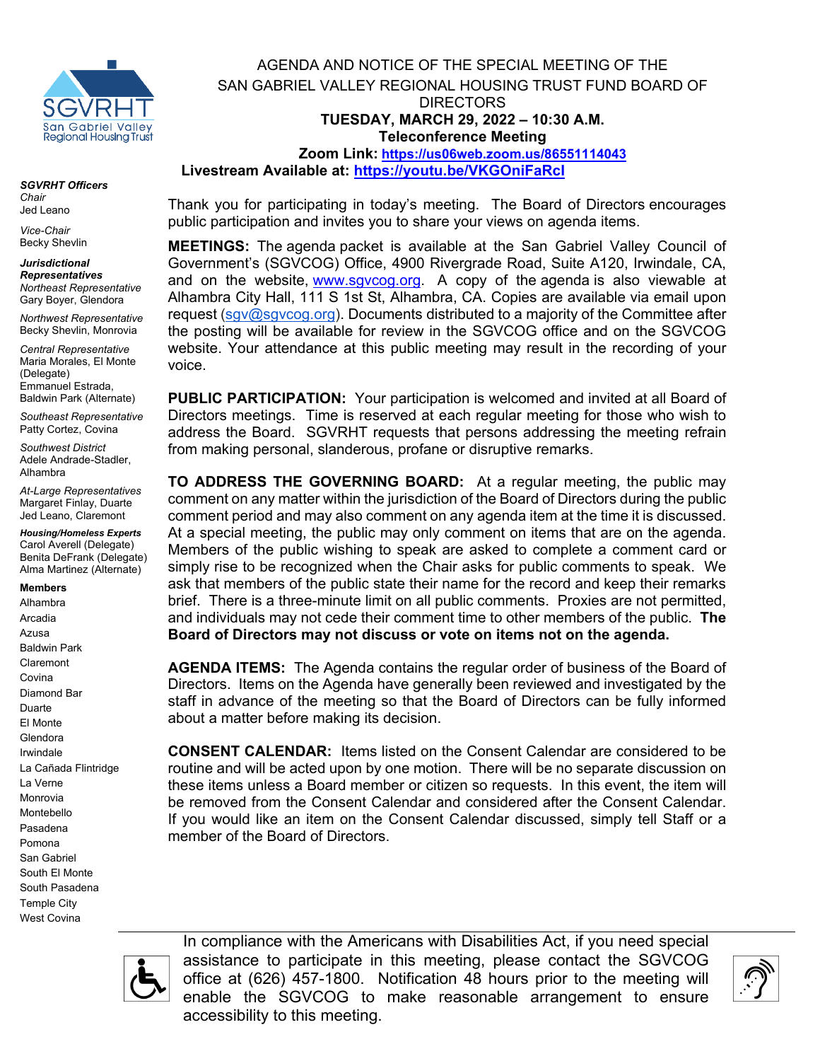SGVRHT
San Gabriel Valley Regional Housing Trust

# AGENDA AND NOTICE OF THE SPECIAL MEETING OF THE SAN GABRIEL VALLEY REGIONAL HOUSING TRUST FUND BOARD OF DIRECTORS

**TUESDAY, MARCH 29, 2022 – 10:30 A.M.**

**Teleconference Meeting**

**Zoom Link: https://us06web.zoom.us/86551114043**

**Livestream Available at: https://youtu.be/VKGOniFaRcI**

***SGVRHT Officers***

*Chair*
Jed Leano

*Vice-Chair*
Becky Shevlin

***Jurisdictional Representatives***

*Northeast Representative*
Gary Boyer, Glendora

*Northwest Representative*
Becky Shevlin, Monrovia

*Central Representative*
Maria Morales, El Monte (Delegate)
Emmanuel Estrada, Baldwin Park (Alternate)

*Southeast Representative*
Patty Cortez, Covina

*Southwest District*
Adele Andrade-Stadler, Alhambra

*At-Large Representatives*
Margaret Finlay, Duarte
Jed Leano, Claremont

***Housing/Homeless Experts***
Carol Averell (Delegate)
Benita DeFrank (Delegate)
Alma Martinez (Alternate)

**Members**

- Alhambra
- Arcadia
- Azusa
- Baldwin Park
- Claremont
- Covina
- Diamond Bar
- Duarte
- El Monte
- Glendora
- Irwindale
- La Cañada Flintridge
- La Verne
- Monrovia
- Montebello
- Pasadena
- Pomona
- San Gabriel
- South El Monte
- South Pasadena
- Temple City
- West Covina

Thank you for participating in today's meeting. The Board of Directors encourages public participation and invites you to share your views on agenda items.

**MEETINGS:** The agenda packet is available at the San Gabriel Valley Council of Government's (SGVCOG) Office, 4900 Rivergrade Road, Suite A120, Irwindale, CA, and on the website, www.sgvcog.org. A copy of the agenda is also viewable at Alhambra City Hall, 111 S 1st St, Alhambra, CA. Copies are available via email upon request (sgv@sgvcog.org). Documents distributed to a majority of the Committee after the posting will be available for review in the SGVCOG office and on the SGVCOG website. Your attendance at this public meeting may result in the recording of your voice.

**PUBLIC PARTICIPATION:** Your participation is welcomed and invited at all Board of Directors meetings. Time is reserved at each regular meeting for those who wish to address the Board. SGVRHT requests that persons addressing the meeting refrain from making personal, slanderous, profane or disruptive remarks.

**TO ADDRESS THE GOVERNING BOARD:** At a regular meeting, the public may comment on any matter within the jurisdiction of the Board of Directors during the public comment period and may also comment on any agenda item at the time it is discussed. At a special meeting, the public may only comment on items that are on the agenda. Members of the public wishing to speak are asked to complete a comment card or simply rise to be recognized when the Chair asks for public comments to speak. We ask that members of the public state their name for the record and keep their remarks brief. There is a three-minute limit on all public comments. Proxies are not permitted, and individuals may not cede their comment time to other members of the public. **The Board of Directors may not discuss or vote on items not on the agenda.**

**AGENDA ITEMS:** The Agenda contains the regular order of business of the Board of Directors. Items on the Agenda have generally been reviewed and investigated by the staff in advance of the meeting so that the Board of Directors can be fully informed about a matter before making its decision.

**CONSENT CALENDAR:** Items listed on the Consent Calendar are considered to be routine and will be acted upon by one motion. There will be no separate discussion on these items unless a Board member or citizen so requests. In this event, the item will be removed from the Consent Calendar and considered after the Consent Calendar. If you would like an item on the Consent Calendar discussed, simply tell Staff or a member of the Board of Directors.

In compliance with the Americans with Disabilities Act, if you need special assistance to participate in this meeting, please contact the SGVCOG office at (626) 457-1800. Notification 48 hours prior to the meeting will enable the SGVCOG to make reasonable arrangement to ensure accessibility to this meeting.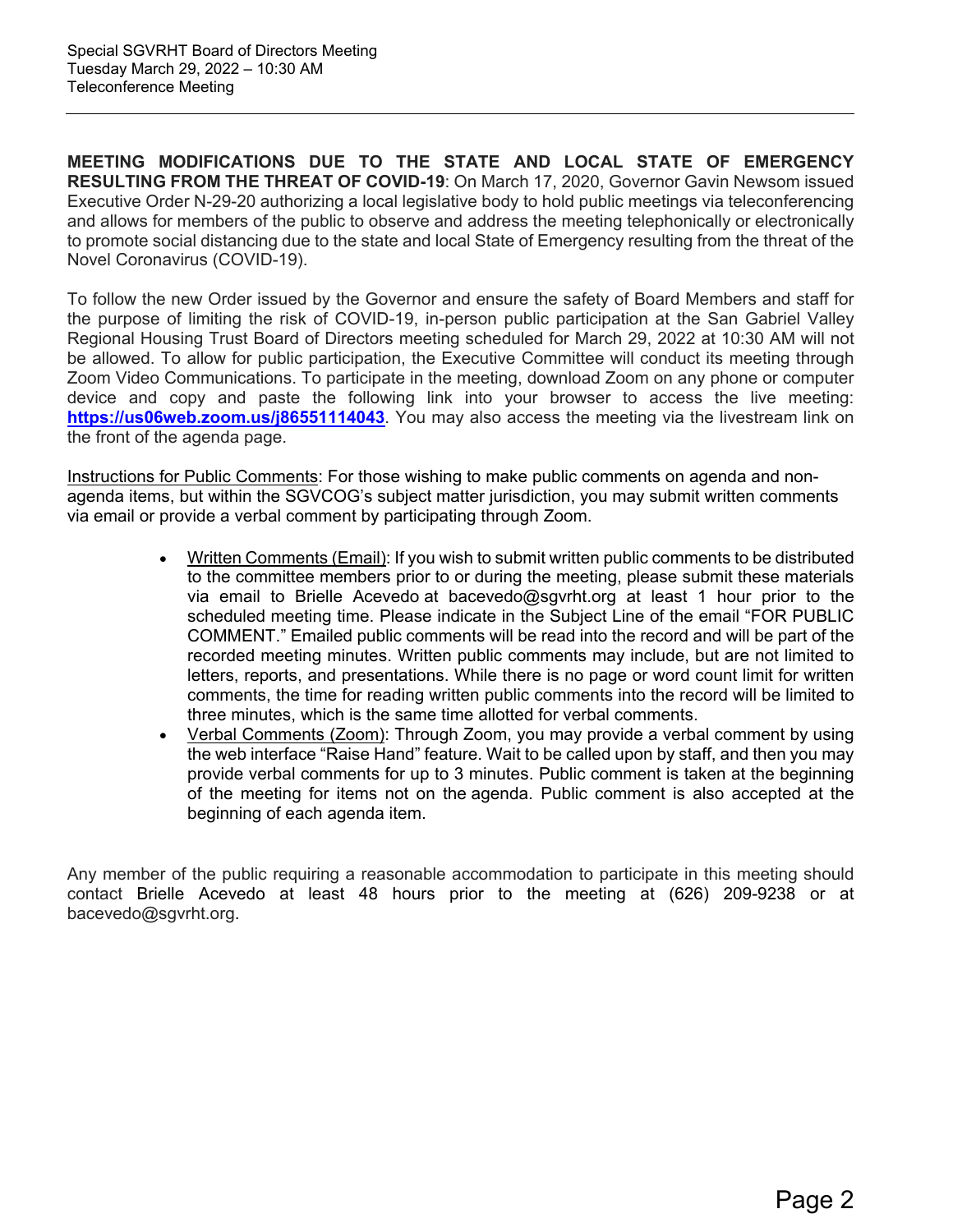Special SGVRHT Board of Directors Meeting
Tuesday March 29, 2022 – 10:30 AM
Teleconference Meeting

---

**MEETING MODIFICATIONS DUE TO THE STATE AND LOCAL STATE OF EMERGENCY RESULTING FROM THE THREAT OF COVID-19**: On March 17, 2020, Governor Gavin Newsom issued Executive Order N-29-20 authorizing a local legislative body to hold public meetings via teleconferencing and allows for members of the public to observe and address the meeting telephonically or electronically to promote social distancing due to the state and local State of Emergency resulting from the threat of the Novel Coronavirus (COVID-19).

To follow the new Order issued by the Governor and ensure the safety of Board Members and staff for the purpose of limiting the risk of COVID-19, in-person public participation at the San Gabriel Valley Regional Housing Trust Board of Directors meeting scheduled for March 29, 2022 at 10:30 AM will not be allowed. To allow for public participation, the Executive Committee will conduct its meeting through Zoom Video Communications. To participate in the meeting, download Zoom on any phone or computer device and copy and paste the following link into your browser to access the live meeting: **https://us06web.zoom.us/j86551114043**. You may also access the meeting via the livestream link on the front of the agenda page.

Instructions for Public Comments: For those wishing to make public comments on agenda and non-agenda items, but within the SGVCOG's subject matter jurisdiction, you may submit written comments via email or provide a verbal comment by participating through Zoom.

- Written Comments (Email): If you wish to submit written public comments to be distributed to the committee members prior to or during the meeting, please submit these materials via email to Brielle Acevedo at bacevedo@sgvrht.org at least 1 hour prior to the scheduled meeting time. Please indicate in the Subject Line of the email "FOR PUBLIC COMMENT." Emailed public comments will be read into the record and will be part of the recorded meeting minutes. Written public comments may include, but are not limited to letters, reports, and presentations. While there is no page or word count limit for written comments, the time for reading written public comments into the record will be limited to three minutes, which is the same time allotted for verbal comments.
- Verbal Comments (Zoom): Through Zoom, you may provide a verbal comment by using the web interface "Raise Hand" feature. Wait to be called upon by staff, and then you may provide verbal comments for up to 3 minutes. Public comment is taken at the beginning of the meeting for items not on the agenda. Public comment is also accepted at the beginning of each agenda item.

Any member of the public requiring a reasonable accommodation to participate in this meeting should contact Brielle Acevedo at least 48 hours prior to the meeting at (626) 209-9238 or at bacevedo@sgvrht.org.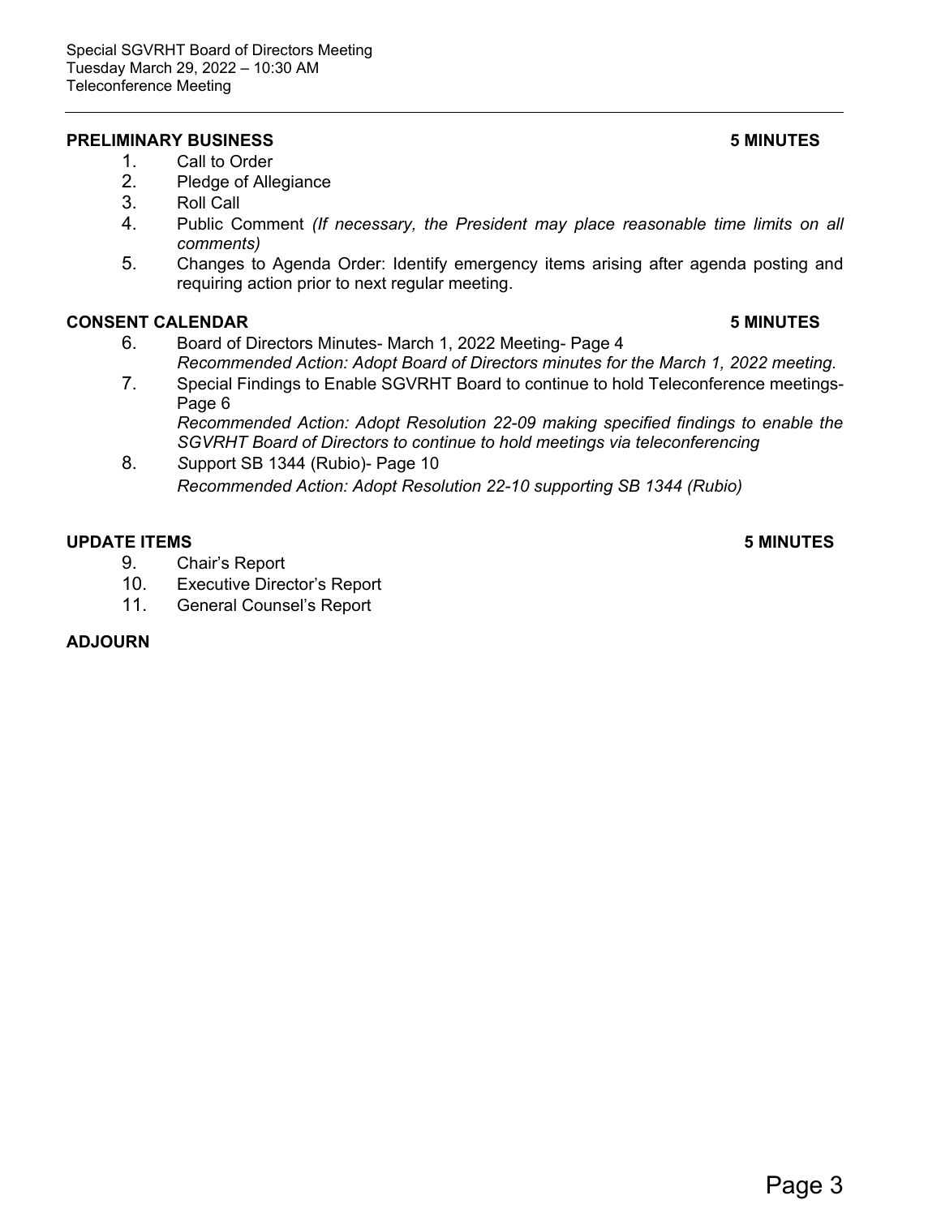Special SGVRHT Board of Directors Meeting
Tuesday March 29, 2022 – 10:30 AM
Teleconference Meeting

---

**PRELIMINARY BUSINESS** **5 MINUTES**

1. Call to Order
2. Pledge of Allegiance
3. Roll Call
4. Public Comment *(If necessary, the President may place reasonable time limits on all comments)*
5. Changes to Agenda Order: Identify emergency items arising after agenda posting and requiring action prior to next regular meeting.

**CONSENT CALENDAR** **5 MINUTES**

6. Board of Directors Minutes- March 1, 2022 Meeting- Page 4
   *Recommended Action: Adopt Board of Directors minutes for the March 1, 2022 meeting.*
7. Special Findings to Enable SGVRHT Board to continue to hold Teleconference meetings- Page 6
   *Recommended Action: Adopt Resolution 22-09 making specified findings to enable the SGVRHT Board of Directors to continue to hold meetings via teleconferencing*
8. *S*upport SB 1344 (Rubio)- Page 10
   *Recommended Action: Adopt Resolution 22-10 supporting SB 1344 (Rubio)*

**UPDATE ITEMS** **5 MINUTES**

9. Chair's Report
10. Executive Director's Report
11. General Counsel's Report

**ADJOURN**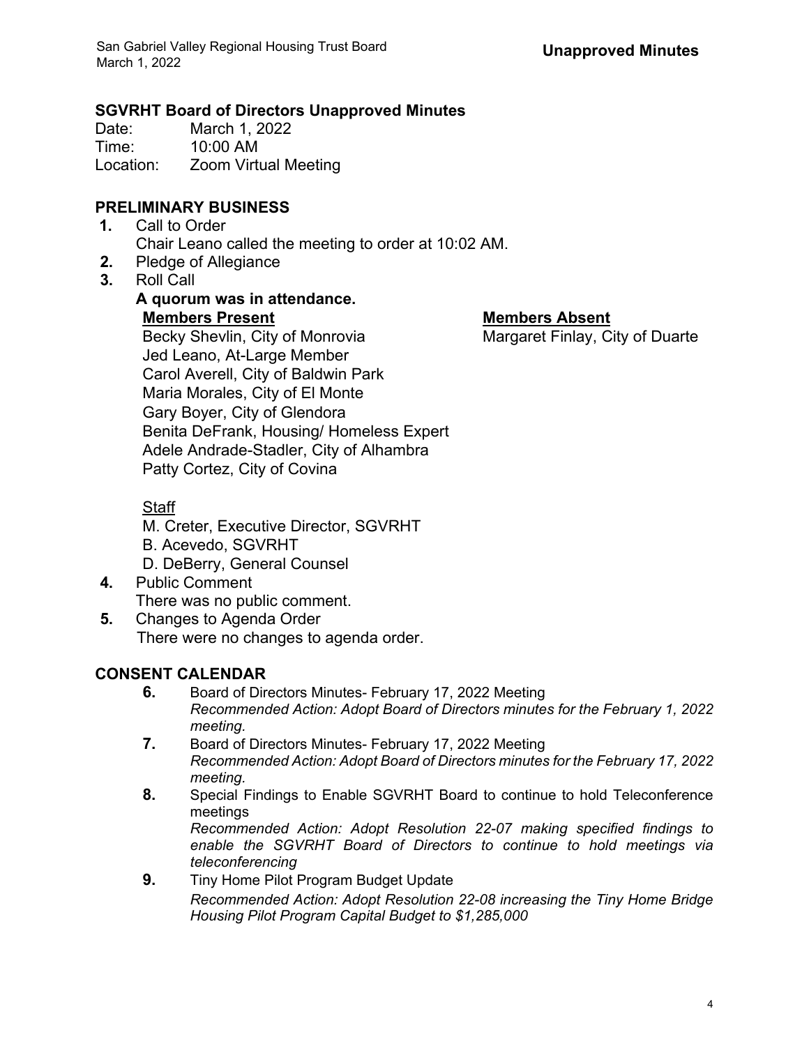**Unapproved Minutes**

## SGVRHT Board of Directors Unapproved Minutes

Date: March 1, 2022
Time: 10:00 AM
Location: Zoom Virtual Meeting

### PRELIMINARY BUSINESS

**1.** Call to Order
Chair Leano called the meeting to order at 10:02 AM.

**2.** Pledge of Allegiance

**3.** Roll Call

**A quorum was in attendance.**

**Members Present**
Becky Shevlin, City of Monrovia
Jed Leano, At-Large Member
Carol Averell, City of Baldwin Park
Maria Morales, City of El Monte
Gary Boyer, City of Glendora
Benita DeFrank, Housing/ Homeless Expert
Adele Andrade-Stadler, City of Alhambra
Patty Cortez, City of Covina

**Members Absent**
Margaret Finlay, City of Duarte

Staff
M. Creter, Executive Director, SGVRHT
B. Acevedo, SGVRHT
D. DeBerry, General Counsel

**4.** Public Comment
There was no public comment.

**5.** Changes to Agenda Order
There were no changes to agenda order.

### CONSENT CALENDAR

**6.** Board of Directors Minutes- February 17, 2022 Meeting
*Recommended Action: Adopt Board of Directors minutes for the February 1, 2022 meeting.*

**7.** Board of Directors Minutes- February 17, 2022 Meeting
*Recommended Action: Adopt Board of Directors minutes for the February 17, 2022 meeting.*

**8.** Special Findings to Enable SGVRHT Board to continue to hold Teleconference meetings
*Recommended Action: Adopt Resolution 22-07 making specified findings to enable the SGVRHT Board of Directors to continue to hold meetings via teleconferencing*

**9.** Tiny Home Pilot Program Budget Update
*Recommended Action: Adopt Resolution 22-08 increasing the Tiny Home Bridge Housing Pilot Program Capital Budget to $1,285,000*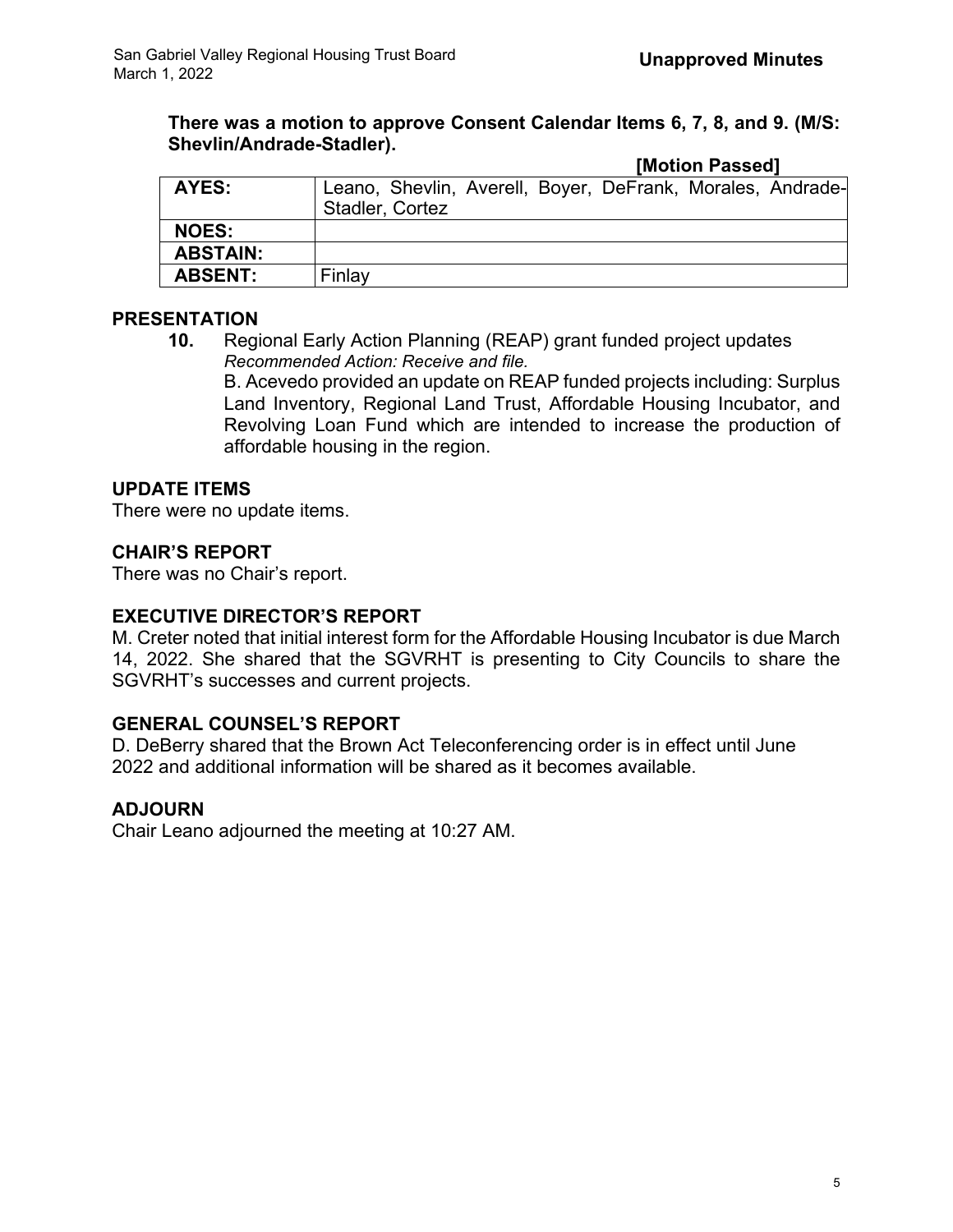**There was a motion to approve Consent Calendar Items 6, 7, 8, and 9. (M/S: Shevlin/Andrade-Stadler).**

**[Motion Passed]**

| | |
|---|---|
| **AYES:** | Leano, Shevlin, Averell, Boyer, DeFrank, Morales, Andrade-Stadler, Cortez |
| **NOES:** | |
| **ABSTAIN:** | |
| **ABSENT:** | Finlay |

## PRESENTATION

**10.** Regional Early Action Planning (REAP) grant funded project updates
*Recommended Action: Receive and file.*
B. Acevedo provided an update on REAP funded projects including: Surplus Land Inventory, Regional Land Trust, Affordable Housing Incubator, and Revolving Loan Fund which are intended to increase the production of affordable housing in the region.

## UPDATE ITEMS

There were no update items.

## CHAIR'S REPORT

There was no Chair's report.

## EXECUTIVE DIRECTOR'S REPORT

M. Creter noted that initial interest form for the Affordable Housing Incubator is due March 14, 2022. She shared that the SGVRHT is presenting to City Councils to share the SGVRHT's successes and current projects.

## GENERAL COUNSEL'S REPORT

D. DeBerry shared that the Brown Act Teleconferencing order is in effect until June 2022 and additional information will be shared as it becomes available.

## ADJOURN

Chair Leano adjourned the meeting at 10:27 AM.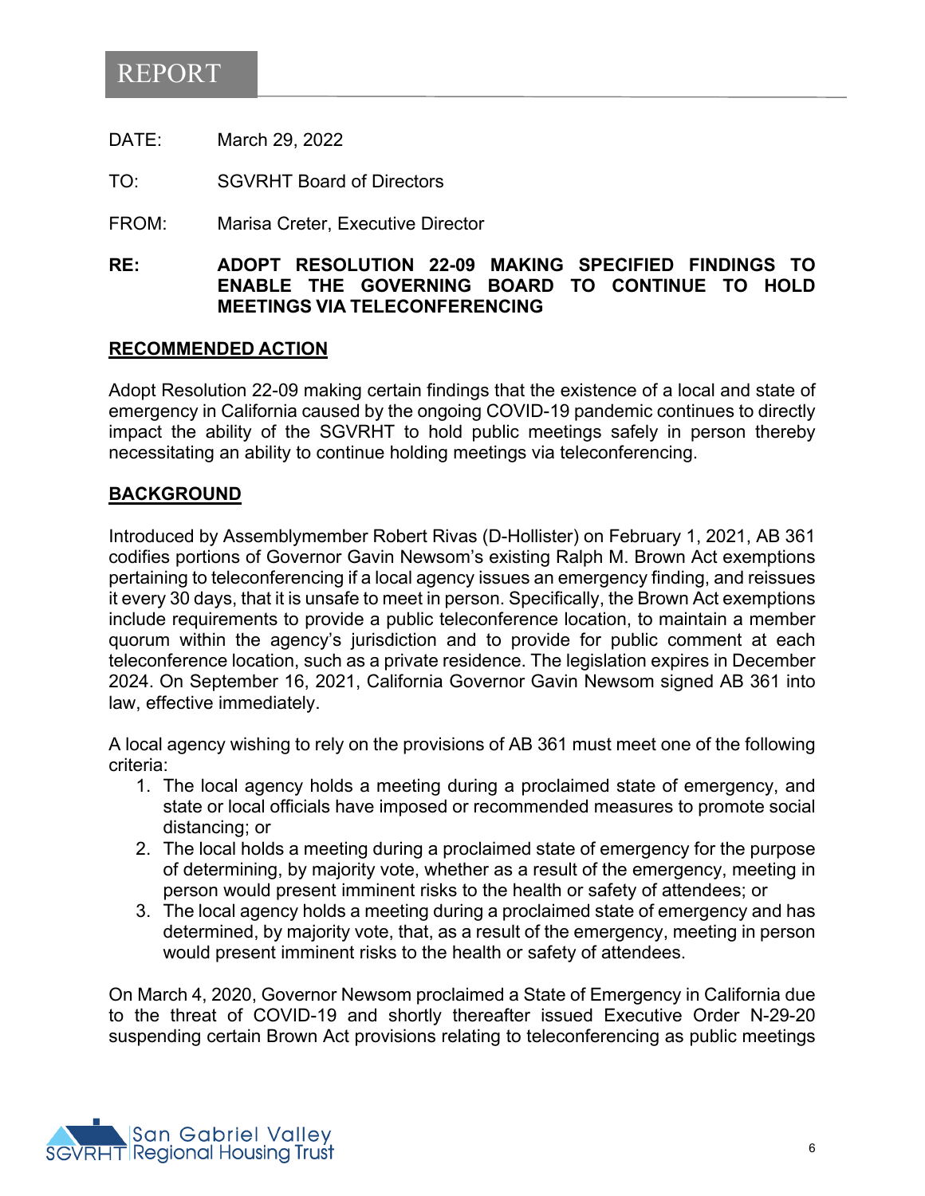# REPORT

DATE: March 29, 2022

TO: SGVRHT Board of Directors

FROM: Marisa Creter, Executive Director

**RE: ADOPT RESOLUTION 22-09 MAKING SPECIFIED FINDINGS TO ENABLE THE GOVERNING BOARD TO CONTINUE TO HOLD MEETINGS VIA TELECONFERENCING**

## RECOMMENDED ACTION

Adopt Resolution 22-09 making certain findings that the existence of a local and state of emergency in California caused by the ongoing COVID-19 pandemic continues to directly impact the ability of the SGVRHT to hold public meetings safely in person thereby necessitating an ability to continue holding meetings via teleconferencing.

## BACKGROUND

Introduced by Assemblymember Robert Rivas (D-Hollister) on February 1, 2021, AB 361 codifies portions of Governor Gavin Newsom's existing Ralph M. Brown Act exemptions pertaining to teleconferencing if a local agency issues an emergency finding, and reissues it every 30 days, that it is unsafe to meet in person. Specifically, the Brown Act exemptions include requirements to provide a public teleconference location, to maintain a member quorum within the agency's jurisdiction and to provide for public comment at each teleconference location, such as a private residence. The legislation expires in December 2024. On September 16, 2021, California Governor Gavin Newsom signed AB 361 into law, effective immediately.

A local agency wishing to rely on the provisions of AB 361 must meet one of the following criteria:

1. The local agency holds a meeting during a proclaimed state of emergency, and state or local officials have imposed or recommended measures to promote social distancing; or
2. The local holds a meeting during a proclaimed state of emergency for the purpose of determining, by majority vote, whether as a result of the emergency, meeting in person would present imminent risks to the health or safety of attendees; or
3. The local agency holds a meeting during a proclaimed state of emergency and has determined, by majority vote, that, as a result of the emergency, meeting in person would present imminent risks to the health or safety of attendees.

On March 4, 2020, Governor Newsom proclaimed a State of Emergency in California due to the threat of COVID-19 and shortly thereafter issued Executive Order N-29-20 suspending certain Brown Act provisions relating to teleconferencing as public meetings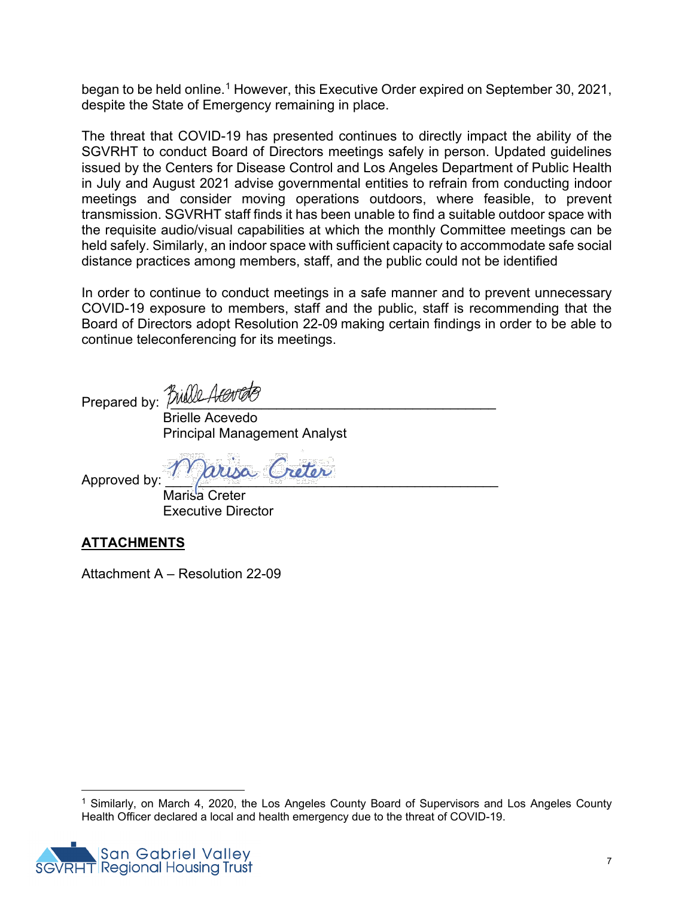began to be held online.[1] However, this Executive Order expired on September 30, 2021, despite the State of Emergency remaining in place.

The threat that COVID-19 has presented continues to directly impact the ability of the SGVRHT to conduct Board of Directors meetings safely in person. Updated guidelines issued by the Centers for Disease Control and Los Angeles Department of Public Health in July and August 2021 advise governmental entities to refrain from conducting indoor meetings and consider moving operations outdoors, where feasible, to prevent transmission. SGVRHT staff finds it has been unable to find a suitable outdoor space with the requisite audio/visual capabilities at which the monthly Committee meetings can be held safely. Similarly, an indoor space with sufficient capacity to accommodate safe social distance practices among members, staff, and the public could not be identified

In order to continue to conduct meetings in a safe manner and to prevent unnecessary COVID-19 exposure to members, staff and the public, staff is recommending that the Board of Directors adopt Resolution 22-09 making certain findings in order to be able to continue teleconferencing for its meetings.

Prepared by: _Brielle Acevedo_
Brielle Acevedo
Principal Management Analyst

Approved by: _Marisa Creter_
Marisa Creter
Executive Director

**ATTACHMENTS**

Attachment A – Resolution 22-09

---

[1] Similarly, on March 4, 2020, the Los Angeles County Board of Supervisors and Los Angeles County Health Officer declared a local and health emergency due to the threat of COVID-19.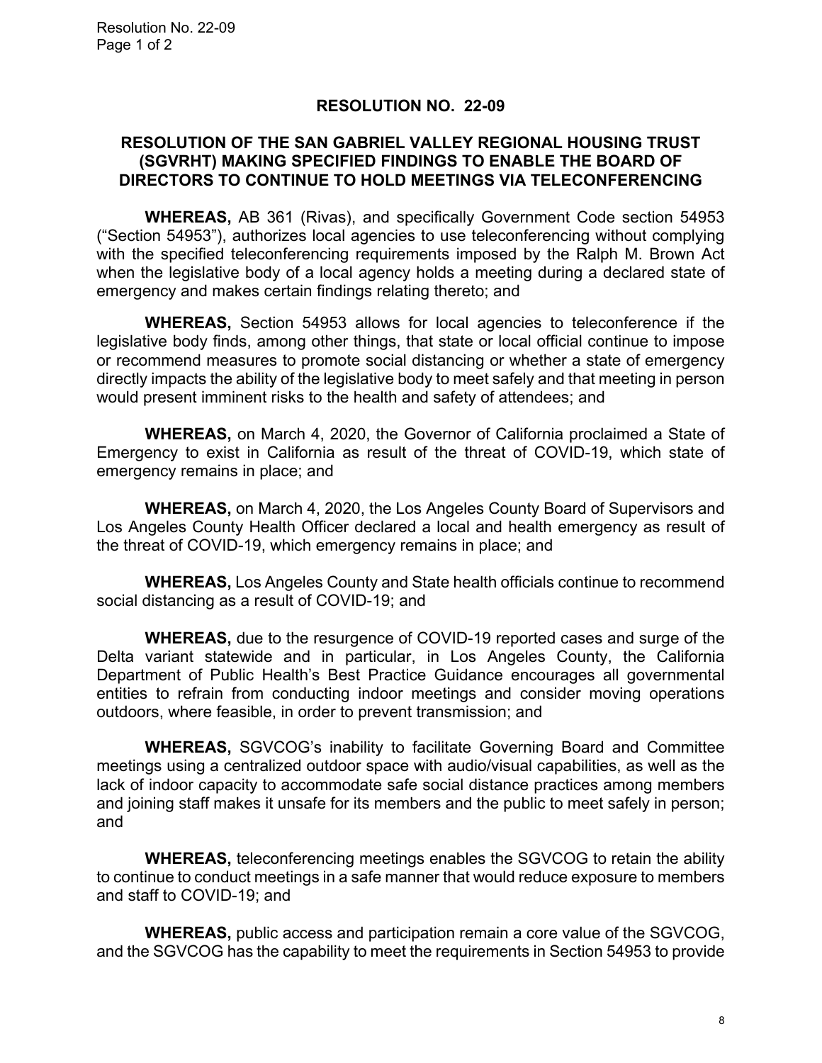# RESOLUTION NO. 22-09

## RESOLUTION OF THE SAN GABRIEL VALLEY REGIONAL HOUSING TRUST (SGVRHT) MAKING SPECIFIED FINDINGS TO ENABLE THE BOARD OF DIRECTORS TO CONTINUE TO HOLD MEETINGS VIA TELECONFERENCING

**WHEREAS,** AB 361 (Rivas), and specifically Government Code section 54953 ("Section 54953"), authorizes local agencies to use teleconferencing without complying with the specified teleconferencing requirements imposed by the Ralph M. Brown Act when the legislative body of a local agency holds a meeting during a declared state of emergency and makes certain findings relating thereto; and

**WHEREAS,** Section 54953 allows for local agencies to teleconference if the legislative body finds, among other things, that state or local official continue to impose or recommend measures to promote social distancing or whether a state of emergency directly impacts the ability of the legislative body to meet safely and that meeting in person would present imminent risks to the health and safety of attendees; and

**WHEREAS,** on March 4, 2020, the Governor of California proclaimed a State of Emergency to exist in California as result of the threat of COVID-19, which state of emergency remains in place; and

**WHEREAS,** on March 4, 2020, the Los Angeles County Board of Supervisors and Los Angeles County Health Officer declared a local and health emergency as result of the threat of COVID-19, which emergency remains in place; and

**WHEREAS,** Los Angeles County and State health officials continue to recommend social distancing as a result of COVID-19; and

**WHEREAS,** due to the resurgence of COVID-19 reported cases and surge of the Delta variant statewide and in particular, in Los Angeles County, the California Department of Public Health's Best Practice Guidance encourages all governmental entities to refrain from conducting indoor meetings and consider moving operations outdoors, where feasible, in order to prevent transmission; and

**WHEREAS,** SGVCOG's inability to facilitate Governing Board and Committee meetings using a centralized outdoor space with audio/visual capabilities, as well as the lack of indoor capacity to accommodate safe social distance practices among members and joining staff makes it unsafe for its members and the public to meet safely in person; and

**WHEREAS,** teleconferencing meetings enables the SGVCOG to retain the ability to continue to conduct meetings in a safe manner that would reduce exposure to members and staff to COVID-19; and

**WHEREAS,** public access and participation remain a core value of the SGVCOG, and the SGVCOG has the capability to meet the requirements in Section 54953 to provide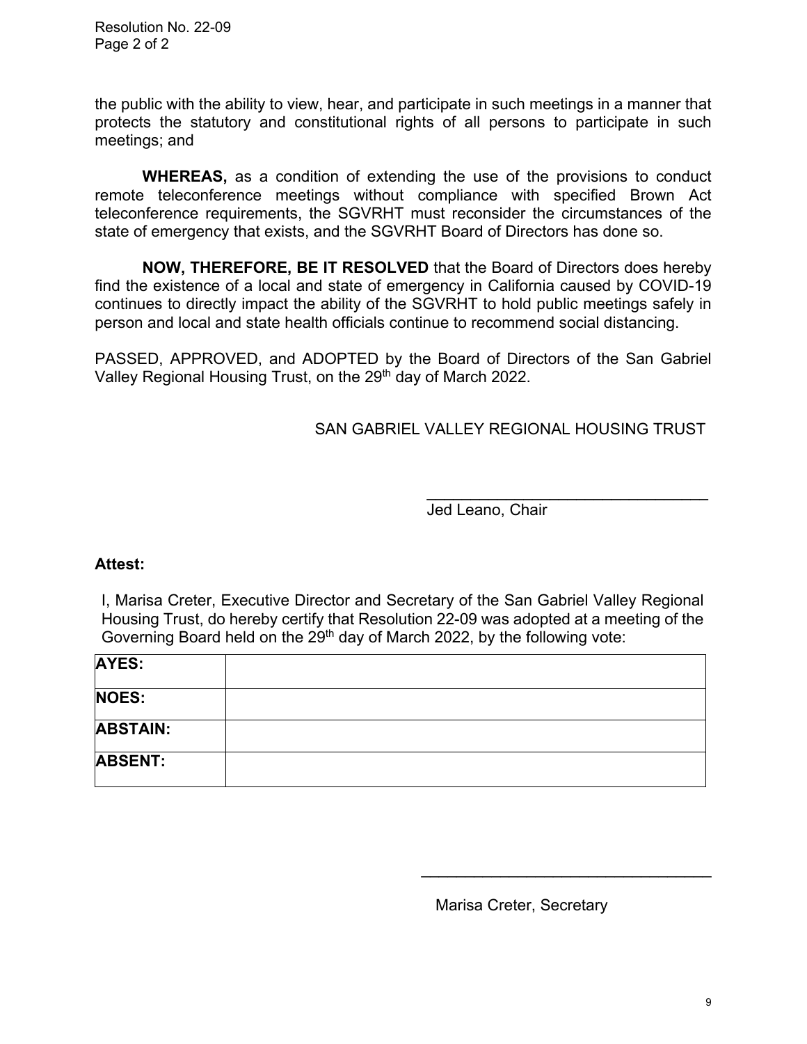the public with the ability to view, hear, and participate in such meetings in a manner that protects the statutory and constitutional rights of all persons to participate in such meetings; and

**WHEREAS,** as a condition of extending the use of the provisions to conduct remote teleconference meetings without compliance with specified Brown Act teleconference requirements, the SGVRHT must reconsider the circumstances of the state of emergency that exists, and the SGVRHT Board of Directors has done so.

**NOW, THEREFORE, BE IT RESOLVED** that the Board of Directors does hereby find the existence of a local and state of emergency in California caused by COVID-19 continues to directly impact the ability of the SGVRHT to hold public meetings safely in person and local and state health officials continue to recommend social distancing.

PASSED, APPROVED, and ADOPTED by the Board of Directors of the San Gabriel Valley Regional Housing Trust, on the 29th day of March 2022.

SAN GABRIEL VALLEY REGIONAL HOUSING TRUST

\_\_\_\_\_\_\_\_\_\_\_\_\_\_\_\_\_\_\_\_\_\_\_\_\_\_\_\_\_\_\_\_\_\_

Jed Leano, Chair

**Attest:**

I, Marisa Creter, Executive Director and Secretary of the San Gabriel Valley Regional Housing Trust, do hereby certify that Resolution 22-09 was adopted at a meeting of the Governing Board held on the 29th day of March 2022, by the following vote:

| | |
|---|---|
| **AYES:** | |
| **NOES:** | |
| **ABSTAIN:** | |
| **ABSENT:** | |

\_\_\_\_\_\_\_\_\_\_\_\_\_\_\_\_\_\_\_\_\_\_\_\_\_\_\_\_\_\_\_\_\_\_

Marisa Creter, Secretary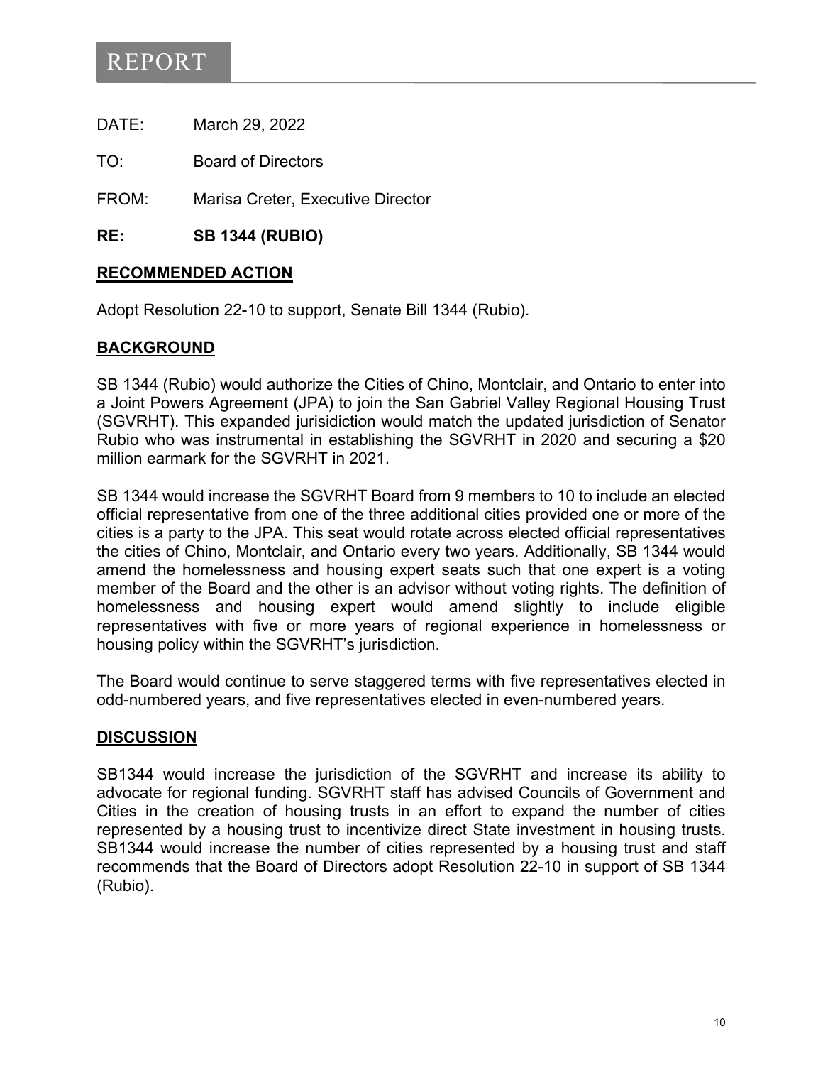# REPORT

DATE: March 29, 2022

TO: Board of Directors

FROM: Marisa Creter, Executive Director

**RE: SB 1344 (RUBIO)**

## RECOMMENDED ACTION

Adopt Resolution 22-10 to support, Senate Bill 1344 (Rubio).

## BACKGROUND

SB 1344 (Rubio) would authorize the Cities of Chino, Montclair, and Ontario to enter into a Joint Powers Agreement (JPA) to join the San Gabriel Valley Regional Housing Trust (SGVRHT). This expanded jurisidiction would match the updated jurisdiction of Senator Rubio who was instrumental in establishing the SGVRHT in 2020 and securing a $20 million earmark for the SGVRHT in 2021.

SB 1344 would increase the SGVRHT Board from 9 members to 10 to include an elected official representative from one of the three additional cities provided one or more of the cities is a party to the JPA. This seat would rotate across elected official representatives the cities of Chino, Montclair, and Ontario every two years. Additionally, SB 1344 would amend the homelessness and housing expert seats such that one expert is a voting member of the Board and the other is an advisor without voting rights. The definition of homelessness and housing expert would amend slightly to include eligible representatives with five or more years of regional experience in homelessness or housing policy within the SGVRHT's jurisdiction.

The Board would continue to serve staggered terms with five representatives elected in odd-numbered years, and five representatives elected in even-numbered years.

## DISCUSSION

SB1344 would increase the jurisdiction of the SGVRHT and increase its ability to advocate for regional funding. SGVRHT staff has advised Councils of Government and Cities in the creation of housing trusts in an effort to expand the number of cities represented by a housing trust to incentivize direct State investment in housing trusts. SB1344 would increase the number of cities represented by a housing trust and staff recommends that the Board of Directors adopt Resolution 22-10 in support of SB 1344 (Rubio).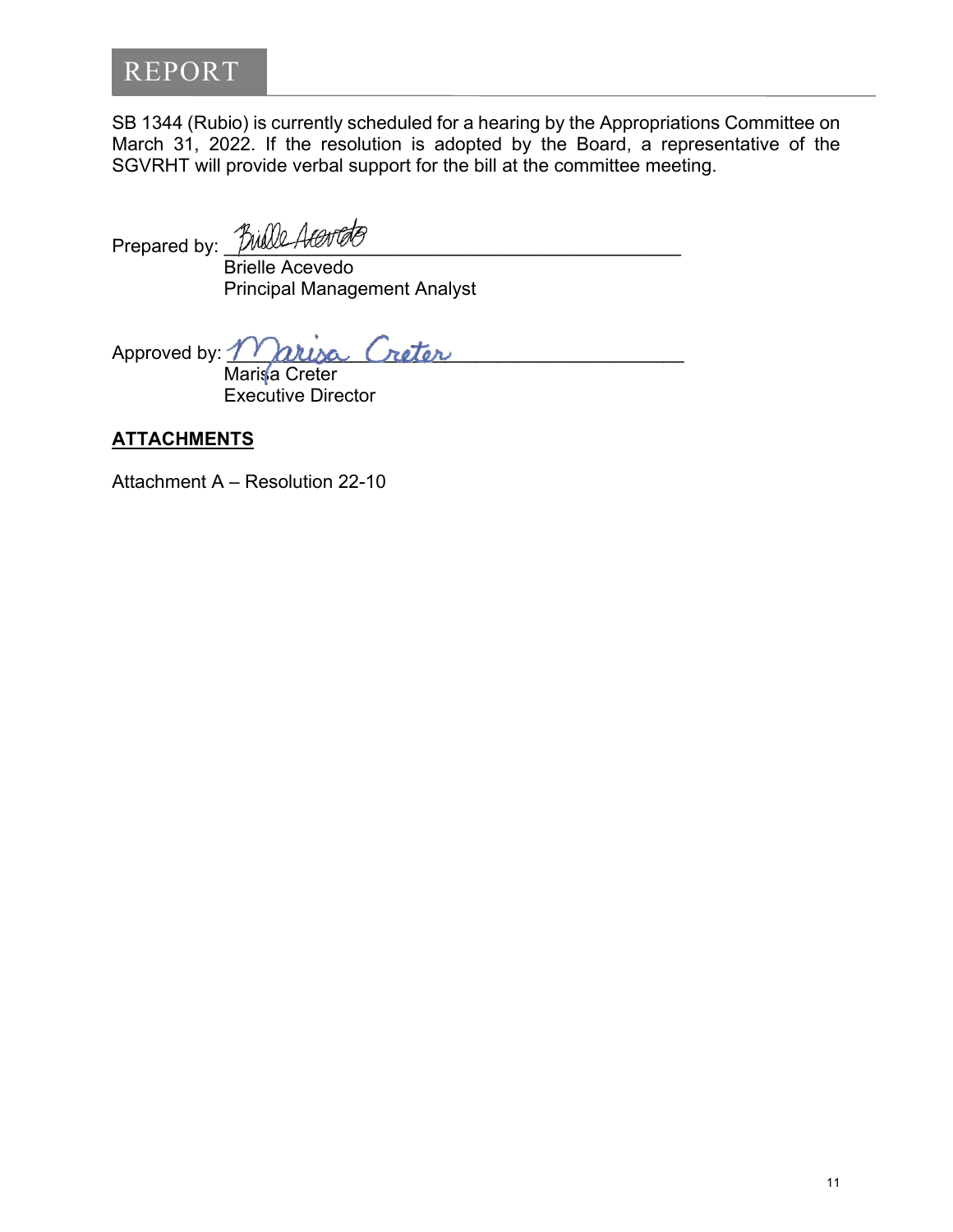SB 1344 (Rubio) is currently scheduled for a hearing by the Appropriations Committee on March 31, 2022. If the resolution is adopted by the Board, a representative of the SGVRHT will provide verbal support for the bill at the committee meeting.

Prepared by: ______________________________
Brielle Acevedo
Principal Management Analyst

Approved by: ______________________________
Marisa Creter
Executive Director

**ATTACHMENTS**

Attachment A – Resolution 22-10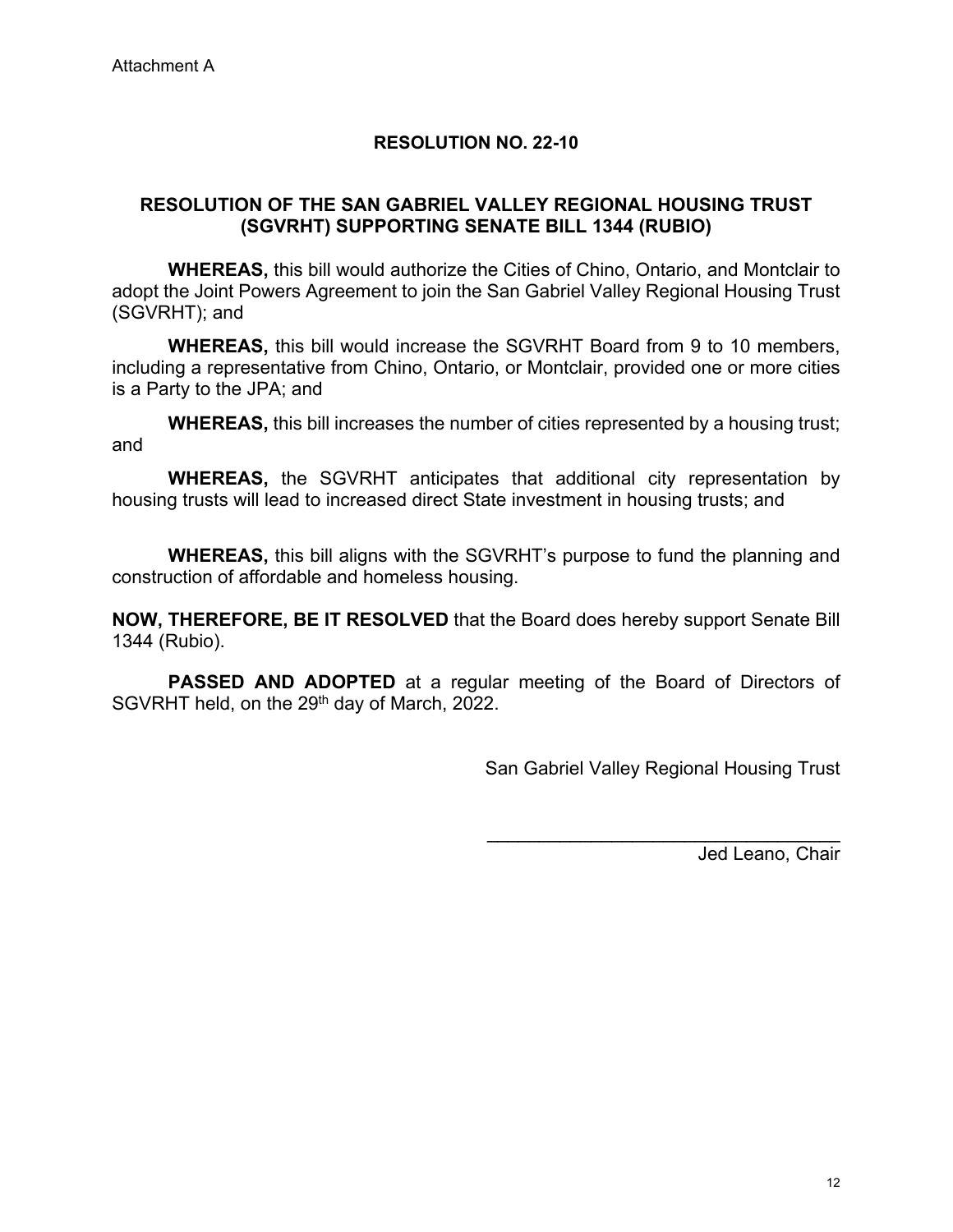Attachment A

# RESOLUTION NO. 22-10

## RESOLUTION OF THE SAN GABRIEL VALLEY REGIONAL HOUSING TRUST (SGVRHT) SUPPORTING SENATE BILL 1344 (RUBIO)

**WHEREAS,** this bill would authorize the Cities of Chino, Ontario, and Montclair to adopt the Joint Powers Agreement to join the San Gabriel Valley Regional Housing Trust (SGVRHT); and

**WHEREAS,** this bill would increase the SGVRHT Board from 9 to 10 members, including a representative from Chino, Ontario, or Montclair, provided one or more cities is a Party to the JPA; and

**WHEREAS,** this bill increases the number of cities represented by a housing trust; and

**WHEREAS,** the SGVRHT anticipates that additional city representation by housing trusts will lead to increased direct State investment in housing trusts; and

**WHEREAS,** this bill aligns with the SGVRHT's purpose to fund the planning and construction of affordable and homeless housing.

**NOW, THEREFORE, BE IT RESOLVED** that the Board does hereby support Senate Bill 1344 (Rubio).

**PASSED AND ADOPTED** at a regular meeting of the Board of Directors of SGVRHT held, on the 29th day of March, 2022.

San Gabriel Valley Regional Housing Trust

___________________________________

Jed Leano, Chair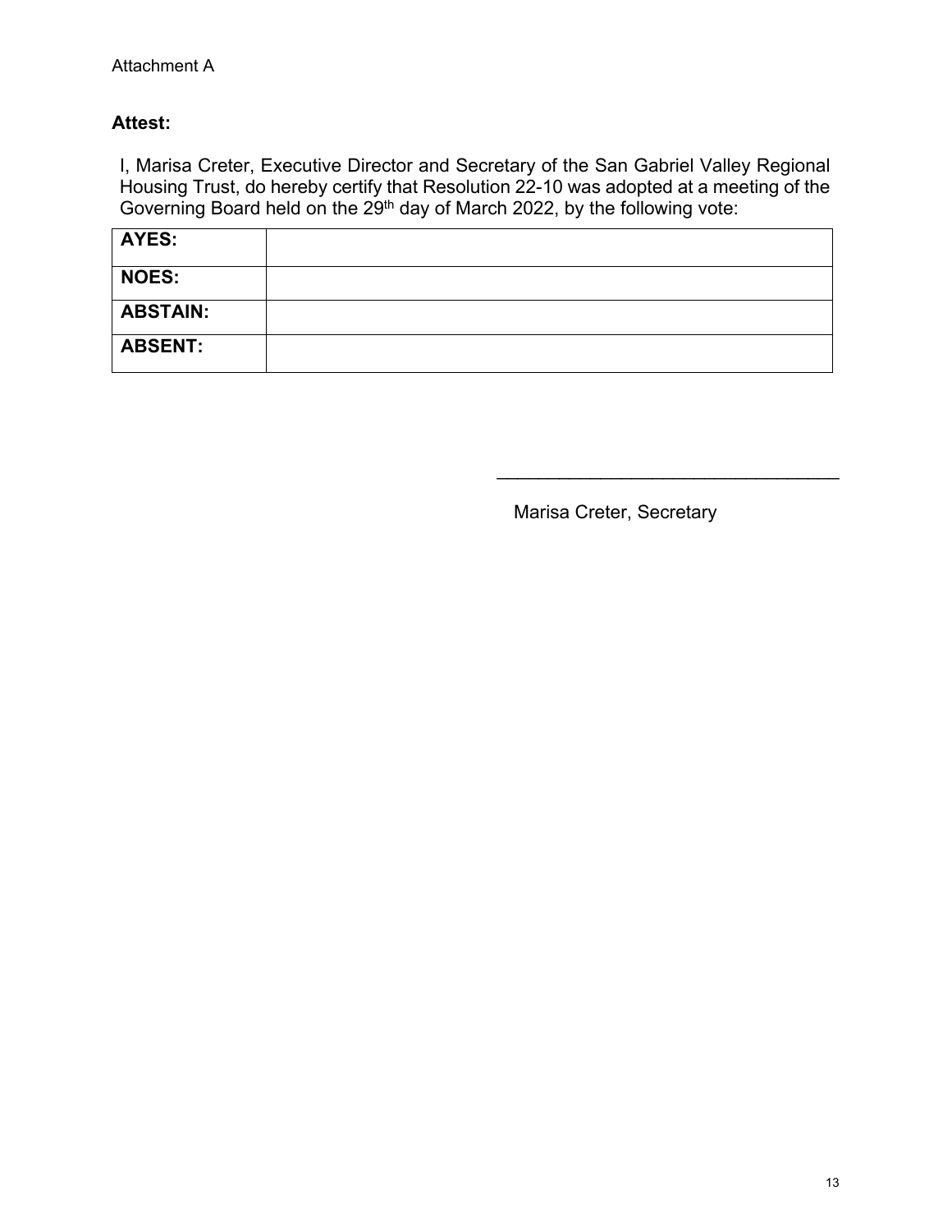Attachment A

**Attest:**

I, Marisa Creter, Executive Director and Secretary of the San Gabriel Valley Regional Housing Trust, do hereby certify that Resolution 22-10 was adopted at a meeting of the Governing Board held on the 29th day of March 2022, by the following vote:

| | |
|---|---|
| **AYES:** | |
| **NOES:** | |
| **ABSTAIN:** | |
| **ABSENT:** | |

___________________________________

Marisa Creter, Secretary